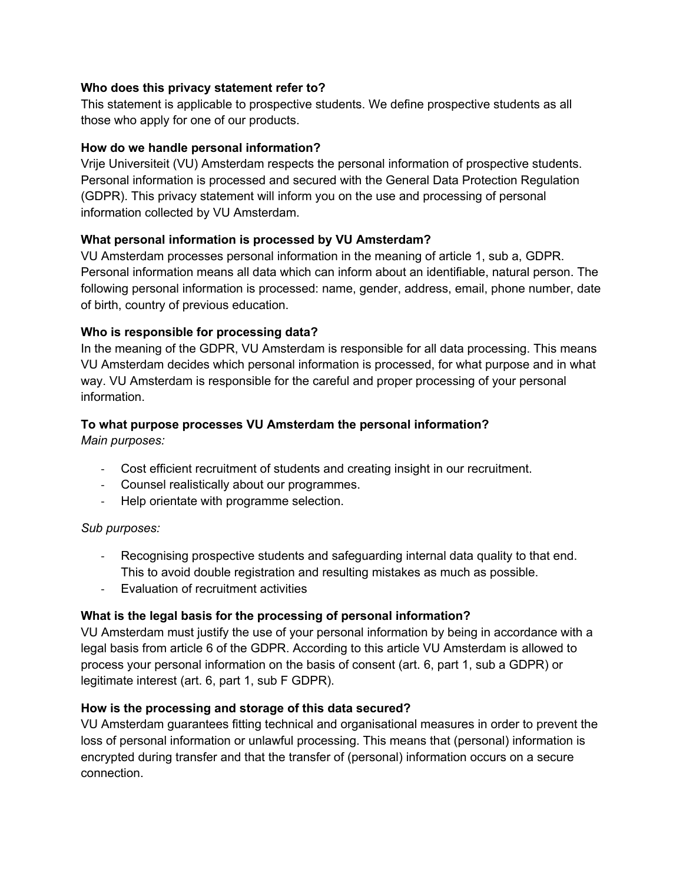**Who does this privacy statement refer to?**
This statement is applicable to prospective students. We define prospective students as all those who apply for one of our products.

**How do we handle personal information?**
Vrije Universiteit (VU) Amsterdam respects the personal information of prospective students. Personal information is processed and secured with the General Data Protection Regulation (GDPR). This privacy statement will inform you on the use and processing of personal information collected by VU Amsterdam.

**What personal information is processed by VU Amsterdam?**
VU Amsterdam processes personal information in the meaning of article 1, sub a, GDPR. Personal information means all data which can inform about an identifiable, natural person. The following personal information is processed: name, gender, address, email, phone number, date of birth, country of previous education.

**Who is responsible for processing data?**
In the meaning of the GDPR, VU Amsterdam is responsible for all data processing. This means VU Amsterdam decides which personal information is processed, for what purpose and in what way. VU Amsterdam is responsible for the careful and proper processing of your personal information.

**To what purpose processes VU Amsterdam the personal information?**
*Main purposes:*

- Cost efficient recruitment of students and creating insight in our recruitment.
- Counsel realistically about our programmes.
- Help orientate with programme selection.

*Sub purposes:*

- Recognising prospective students and safeguarding internal data quality to that end. This to avoid double registration and resulting mistakes as much as possible.
- Evaluation of recruitment activities

**What is the legal basis for the processing of personal information?**
VU Amsterdam must justify the use of your personal information by being in accordance with a legal basis from article 6 of the GDPR. According to this article VU Amsterdam is allowed to process your personal information on the basis of consent (art. 6, part 1, sub a GDPR) or legitimate interest (art. 6, part 1, sub F GDPR).

**How is the processing and storage of this data secured?**
VU Amsterdam guarantees fitting technical and organisational measures in order to prevent the loss of personal information or unlawful processing. This means that (personal) information is encrypted during transfer and that the transfer of (personal) information occurs on a secure connection.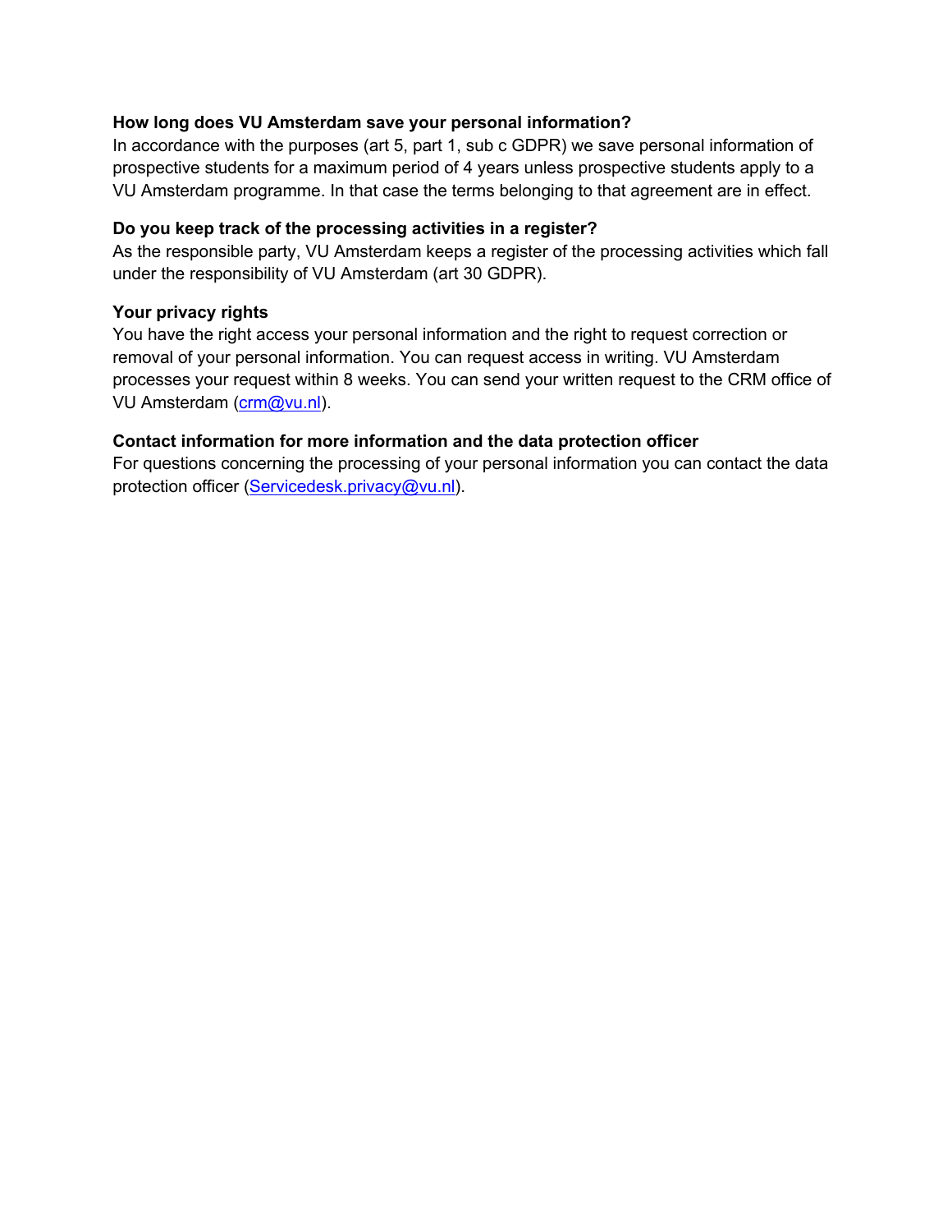**How long does VU Amsterdam save your personal information?**

In accordance with the purposes (art 5, part 1, sub c GDPR) we save personal information of prospective students for a maximum period of 4 years unless prospective students apply to a VU Amsterdam programme. In that case the terms belonging to that agreement are in effect.

**Do you keep track of the processing activities in a register?**

As the responsible party, VU Amsterdam keeps a register of the processing activities which fall under the responsibility of VU Amsterdam (art 30 GDPR).

**Your privacy rights**

You have the right access your personal information and the right to request correction or removal of your personal information. You can request access in writing. VU Amsterdam processes your request within 8 weeks. You can send your written request to the CRM office of VU Amsterdam (crm@vu.nl).

**Contact information for more information and the data protection officer**

For questions concerning the processing of your personal information you can contact the data protection officer (Servicedesk.privacy@vu.nl).